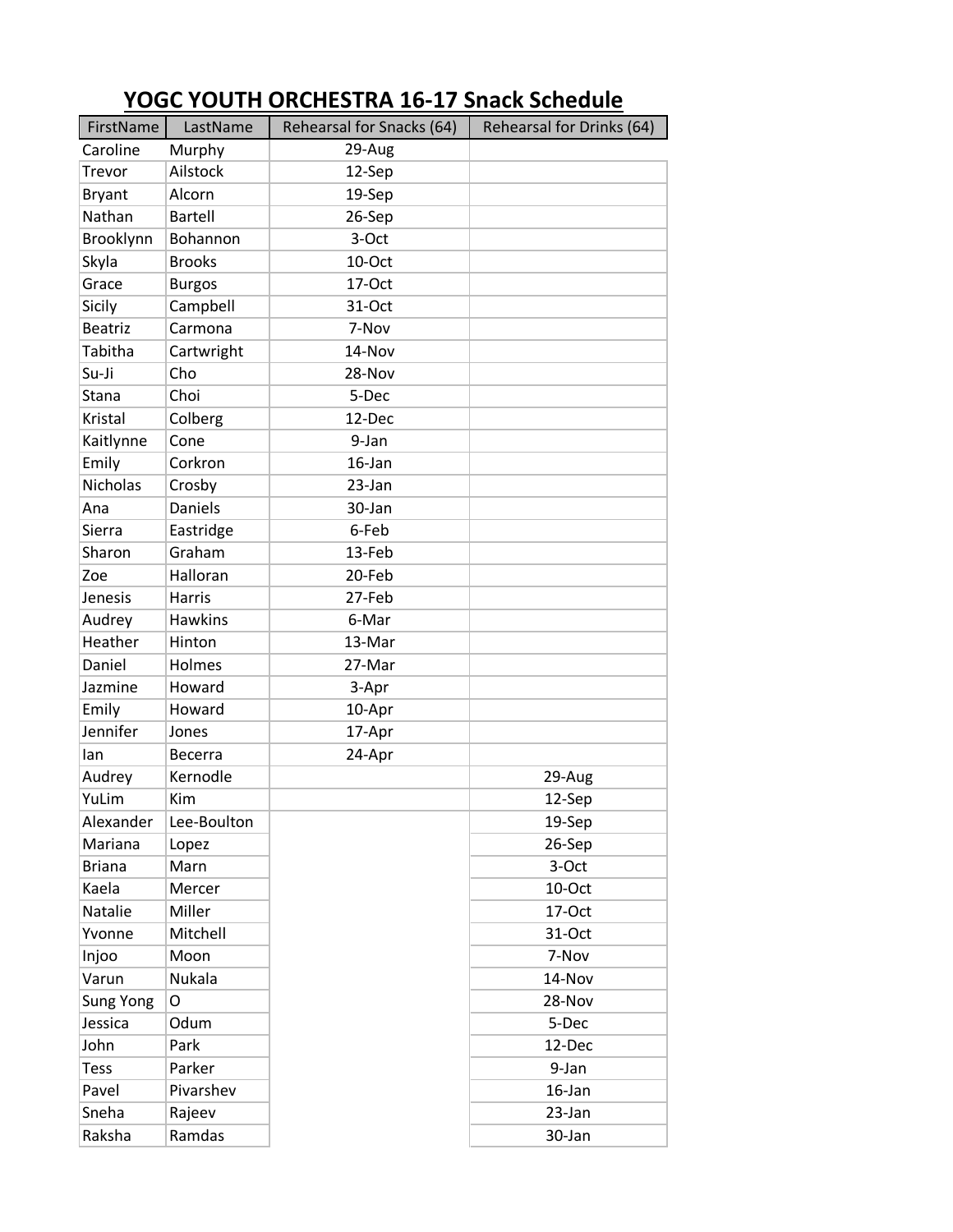# YOGC YOUTH ORCHESTRA 16-17 Snack Schedule

| FirstName | LastName | Rehearsal for Snacks (64) | Rehearsal for Drinks (64) |
|---|---|---|---|
| Caroline | Murphy | 29-Aug | |
| Trevor | Ailstock | 12-Sep | |
| Bryant | Alcorn | 19-Sep | |
| Nathan | Bartell | 26-Sep | |
| Brooklynn | Bohannon | 3-Oct | |
| Skyla | Brooks | 10-Oct | |
| Grace | Burgos | 17-Oct | |
| Sicily | Campbell | 31-Oct | |
| Beatriz | Carmona | 7-Nov | |
| Tabitha | Cartwright | 14-Nov | |
| Su-Ji | Cho | 28-Nov | |
| Stana | Choi | 5-Dec | |
| Kristal | Colberg | 12-Dec | |
| Kaitlynne | Cone | 9-Jan | |
| Emily | Corkron | 16-Jan | |
| Nicholas | Crosby | 23-Jan | |
| Ana | Daniels | 30-Jan | |
| Sierra | Eastridge | 6-Feb | |
| Sharon | Graham | 13-Feb | |
| Zoe | Halloran | 20-Feb | |
| Jenesis | Harris | 27-Feb | |
| Audrey | Hawkins | 6-Mar | |
| Heather | Hinton | 13-Mar | |
| Daniel | Holmes | 27-Mar | |
| Jazmine | Howard | 3-Apr | |
| Emily | Howard | 10-Apr | |
| Jennifer | Jones | 17-Apr | |
| Ian | Becerra | 24-Apr | |
| Audrey | Kernodle | | 29-Aug |
| YuLim | Kim | | 12-Sep |
| Alexander | Lee-Boulton | | 19-Sep |
| Mariana | Lopez | | 26-Sep |
| Briana | Marn | | 3-Oct |
| Kaela | Mercer | | 10-Oct |
| Natalie | Miller | | 17-Oct |
| Yvonne | Mitchell | | 31-Oct |
| Injoo | Moon | | 7-Nov |
| Varun | Nukala | | 14-Nov |
| Sung Yong | O | | 28-Nov |
| Jessica | Odum | | 5-Dec |
| John | Park | | 12-Dec |
| Tess | Parker | | 9-Jan |
| Pavel | Pivarshev | | 16-Jan |
| Sneha | Rajeev | | 23-Jan |
| Raksha | Ramdas | | 30-Jan |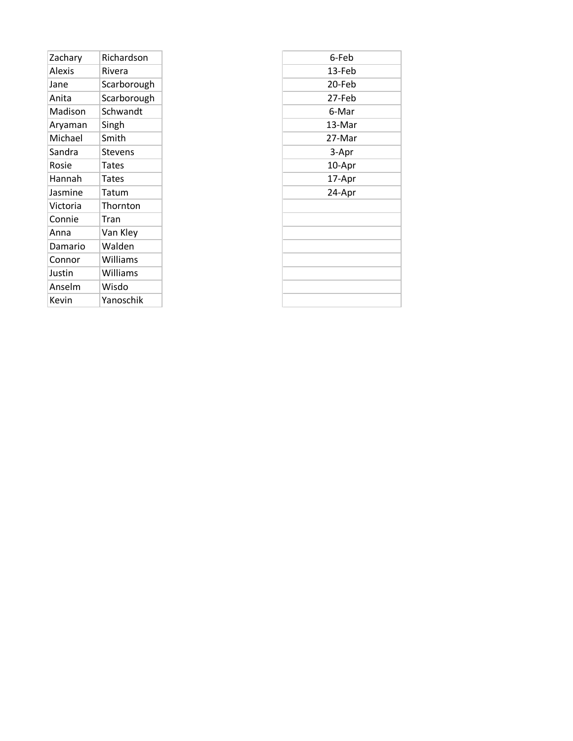| | |
|---|---|
| Zachary | Richardson |
| Alexis | Rivera |
| Jane | Scarborough |
| Anita | Scarborough |
| Madison | Schwandt |
| Aryaman | Singh |
| Michael | Smith |
| Sandra | Stevens |
| Rosie | Tates |
| Hannah | Tates |
| Jasmine | Tatum |
| Victoria | Thornton |
| Connie | Tran |
| Anna | Van Kley |
| Damario | Walden |
| Connor | Williams |
| Justin | Williams |
| Anselm | Wisdo |
| Kevin | Yanoschik |

| |
|---|
| 6-Feb |
| 13-Feb |
| 20-Feb |
| 27-Feb |
| 6-Mar |
| 13-Mar |
| 27-Mar |
| 3-Apr |
| 10-Apr |
| 17-Apr |
| 24-Apr |
| |
| |
| |
| |
| |
| |
| |
| |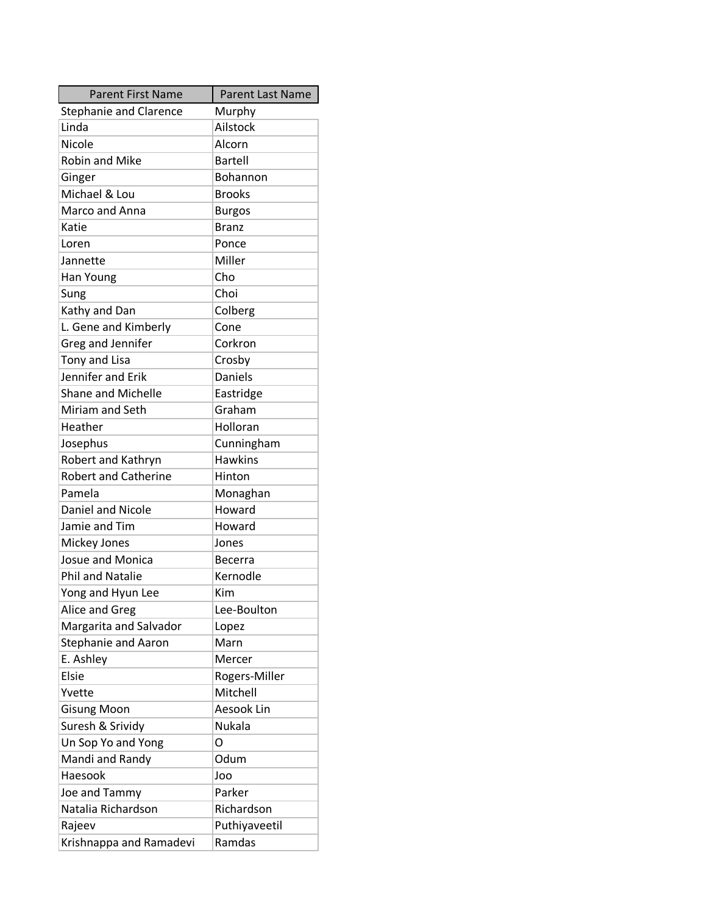| Parent First Name | Parent Last Name |
| --- | --- |
| Stephanie and Clarence | Murphy |
| Linda | Ailstock |
| Nicole | Alcorn |
| Robin and Mike | Bartell |
| Ginger | Bohannon |
| Michael & Lou | Brooks |
| Marco and Anna | Burgos |
| Katie | Branz |
| Loren | Ponce |
| Jannette | Miller |
| Han Young | Cho |
| Sung | Choi |
| Kathy and Dan | Colberg |
| L. Gene and Kimberly | Cone |
| Greg and Jennifer | Corkron |
| Tony and Lisa | Crosby |
| Jennifer and Erik | Daniels |
| Shane and Michelle | Eastridge |
| Miriam and Seth | Graham |
| Heather | Holloran |
| Josephus | Cunningham |
| Robert and Kathryn | Hawkins |
| Robert and Catherine | Hinton |
| Pamela | Monaghan |
| Daniel and Nicole | Howard |
| Jamie and Tim | Howard |
| Mickey Jones | Jones |
| Josue and Monica | Becerra |
| Phil and Natalie | Kernodle |
| Yong and Hyun Lee | Kim |
| Alice and Greg | Lee-Boulton |
| Margarita and Salvador | Lopez |
| Stephanie and Aaron | Marn |
| E. Ashley | Mercer |
| Elsie | Rogers-Miller |
| Yvette | Mitchell |
| Gisung Moon | Aesook Lin |
| Suresh & Srividy | Nukala |
| Un Sop Yo and Yong | O |
| Mandi and Randy | Odum |
| Haesook | Joo |
| Joe and Tammy | Parker |
| Natalia Richardson | Richardson |
| Rajeev | Puthiyaveetil |
| Krishnappa and Ramadevi | Ramdas |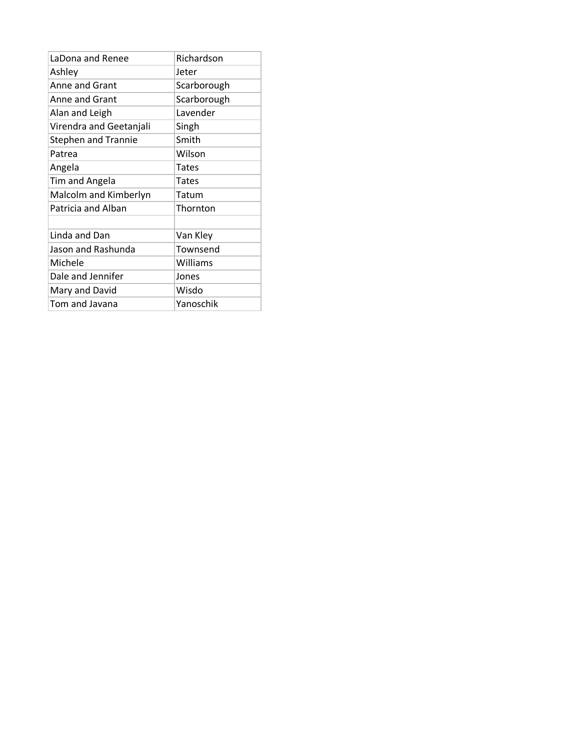| | |
|---|---|
| LaDona and Renee | Richardson |
| Ashley | Jeter |
| Anne and Grant | Scarborough |
| Anne and Grant | Scarborough |
| Alan and Leigh | Lavender |
| Virendra and Geetanjali | Singh |
| Stephen and Trannie | Smith |
| Patrea | Wilson |
| Angela | Tates |
| Tim and Angela | Tates |
| Malcolm and Kimberlyn | Tatum |
| Patricia and Alban | Thornton |
| | |
| Linda and Dan | Van Kley |
| Jason and Rashunda | Townsend |
| Michele | Williams |
| Dale and Jennifer | Jones |
| Mary and David | Wisdo |
| Tom and Javana | Yanoschik |